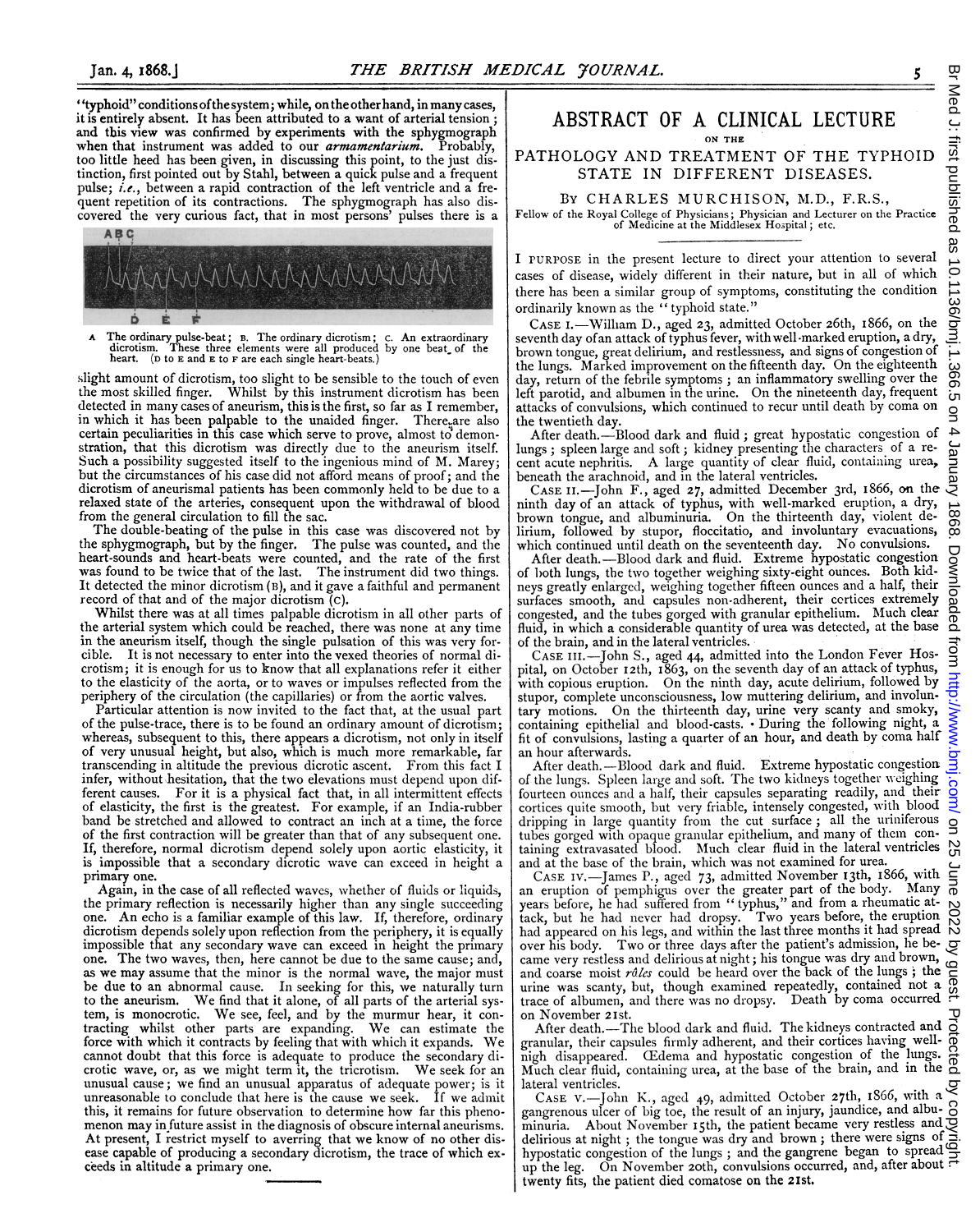"typhoid" conditions of the system; while, on the other hand, in many cases, it is entirely absent. It has been attributed to a want of arterial tension; and this view was confirmed by experiments with the sphygmograph when that instrument was added to our *armamentarium*. Probably, too little heed has been given, in discussing this point, to the just distinction, first pointed out by Stahl, between a quick pulse and a frequent pulse; *i.e.*, between a rapid contraction of the left ventricle and a frequent repetition of its contractions. The sphygmograph has also discovered the very curious fact, that in most persons' pulses there is a

A The ordinary pulse-beat; B. The ordinary dicrotism; C. An extraordinary dicrotism. These three elements were all produced by one beat of the heart. (D to E and E to F are each single heart-beats.)

slight amount of dicrotism, too slight to be sensible to the touch of even the most skilled finger. Whilst by this instrument dicrotism has been detected in many cases of aneurism, this is the first, so far as I remember, in which it has been palpable to the unaided finger. There are also certain peculiarities in this case which serve to prove, almost to demonstration, that this dicrotism was directly due to the aneurism itself. Such a possibility suggested itself to the ingenious mind of M. Marey; but the circumstances of his case did not afford means of proof; and the dicrotism of aneurismal patients has been commonly held to be due to a relaxed state of the arteries, consequent upon the withdrawal of blood from the general circulation to fill the sac.

The double-beating of the pulse in this case was discovered not by the sphygmograph, but by the finger. The pulse was counted, and the heart-sounds and heart-beats were counted, and the rate of the first was found to be twice that of the last. The instrument did two things. It detected the minor dicrotism (B), and it gave a faithful and permanent record of that and of the major dicrotism (C).

Whilst there was at all times palpable dicrotism in all other parts of the arterial system which could be reached, there was none at any time in the aneurism itself, though the single pulsation of this was very forcible. It is not necessary to enter into the vexed theories of normal dicrotism; it is enough for us to know that all explanations refer it either to the elasticity of the aorta, or to waves or impulses reflected from the periphery of the circulation (the capillaries) or from the aortic valves.

Particular attention is now invited to the fact that, at the usual part of the pulse-trace, there is to be found an ordinary amount of dicrotism; whereas, subsequent to this, there appears a dicrotism, not only in itself of very unusual height, but also, which is much more remarkable, far transcending in altitude the previous dicrotic ascent. From this fact I infer, without hesitation, that the two elevations must depend upon different causes. For it is a physical fact that, in all intermittent effects of elasticity, the first is the greatest. For example, if an India-rubber band be stretched and allowed to contract an inch at a time, the force of the first contraction will be greater than that of any subsequent one. If, therefore, normal dicrotism depend solely upon aortic elasticity, it is impossible that a secondary dicrotic wave can exceed in height a primary one.

Again, in the case of all reflected waves, whether of fluids or liquids, the primary reflection is necessarily higher than any single succeeding one. An echo is a familiar example of this law. If, therefore, ordinary dicrotism depends solely upon reflection from the periphery, it is equally impossible that any secondary wave can exceed in height the primary one. The two waves, then, here cannot be due to the same cause; and, as we may assume that the minor is the normal wave, the major must be due to an abnormal cause. In seeking for this, we naturally turn to the aneurism. We find that it alone, of all parts of the arterial system, is monocrotic. We see, feel, and by the murmur hear, it contracting whilst other parts are expanding. We can estimate the force with which it contracts by feeling that with which it expands. We cannot doubt that this force is adequate to produce the secondary dicrotic wave, or, as we might term it, the tricrotism. We seek for an unusual cause; we find an unusual apparatus of adequate power; is it unreasonable to conclude that here is the cause we seek. If we admit this, it remains for future observation to determine how far this phenomenon may in future assist in the diagnosis of obscure internal aneurisms. At present, I restrict myself to averring that we know of no other disease capable of producing a secondary dicrotism, the trace of which exceeds in altitude a primary one.

# ABSTRACT OF A CLINICAL LECTURE

ON THE

## PATHOLOGY AND TREATMENT OF THE TYPHOID STATE IN DIFFERENT DISEASES.

By CHARLES MURCHISON, M.D., F.R.S.,

Fellow of the Royal College of Physicians; Physician and Lecturer on the Practice of Medicine at the Middlesex Hospital; etc.

I PURPOSE in the present lecture to direct your attention to several cases of disease, widely different in their nature, but in all of which there has been a similar group of symptoms, constituting the condition ordinarily known as the "typhoid state."

CASE I.—William D., aged 23, admitted October 26th, 1866, on the seventh day of an attack of typhus fever, with well-marked eruption, a dry, brown tongue, great delirium, and restlessness, and signs of congestion of the lungs. Marked improvement on the fifteenth day. On the eighteenth day, return of the febrile symptoms; an inflammatory swelling over the left parotid, and albumen in the urine. On the nineteenth day, frequent attacks of convulsions, which continued to recur until death by coma on the twentieth day.

After death.—Blood dark and fluid; great hypostatic congestion of lungs; spleen large and soft; kidney presenting the characters of a recent acute nephritis. A large quantity of clear fluid, containing urea, beneath the arachnoid, and in the lateral ventricles.

CASE II.—John F., aged 27, admitted December 3rd, 1866, on the ninth day of an attack of typhus, with well-marked eruption, a dry, brown tongue, and albuminuria. On the thirteenth day, violent delirium, followed by stupor, floccitatio, and involuntary evacuations, which continued until death on the seventeenth day. No convulsions.

After death.—Blood dark and fluid. Extreme hypostatic congestion of both lungs, the two together weighing sixty-eight ounces. Both kidneys greatly enlarged, weighing together fifteen ounces and a half, their surfaces smooth, and capsules non-adherent, their cortices extremely congested, and the tubes gorged with granular epithelium. Much clear fluid, in which a considerable quantity of urea was detected, at the base of the brain, and in the lateral ventricles.

CASE III.—John S., aged 44, admitted into the London Fever Hospital, on October 12th, 1863, on the seventh day of an attack of typhus, with copious eruption. On the ninth day, acute delirium, followed by stupor, complete unconsciousness, low muttering delirium, and involuntary motions. On the thirteenth day, urine very scanty and smoky, containing epithelial and blood-casts. During the following night, a fit of convulsions, lasting a quarter of an hour, and death by coma half an hour afterwards.

After death.—Blood dark and fluid. Extreme hypostatic congestion of the lungs. Spleen large and soft. The two kidneys together weighing fourteen ounces and a half, their capsules separating readily, and their cortices quite smooth, but very friable, intensely congested, with blood dripping in large quantity from the cut surface; all the uriniferous tubes gorged with opaque granular epithelium, and many of them containing extravasated blood. Much clear fluid in the lateral ventricles and at the base of the brain, which was not examined for urea.

CASE IV.—James P., aged 73, admitted November 13th, 1866, with an eruption of pemphigus over the greater part of the body. Many years before, he had suffered from "typhus," and from a rheumatic attack, but he had never had dropsy. Two years before, the eruption had appeared on his legs, and within the last three months it had spread over his body. Two or three days after the patient's admission, he became very restless and delirious at night; his tongue was dry and brown, and coarse moist *râles* could be heard over the back of the lungs; the urine was scanty, but, though examined repeatedly, contained not a trace of albumen, and there was no dropsy. Death by coma occurred on November 21st.

After death.—The blood dark and fluid. The kidneys contracted and granular, their capsules firmly adherent, and their cortices having well-nigh disappeared. Œdema and hypostatic congestion of the lungs. Much clear fluid, containing urea, at the base of the brain, and in the lateral ventricles.

CASE V.—John K., aged 49, admitted October 27th, 1866, with a gangrenous ulcer of big toe, the result of an injury, jaundice, and albuminuria. About November 15th, the patient became very restless and delirious at night; the tongue was dry and brown; there were signs of hypostatic congestion of the lungs; and the gangrene began to spread up the leg. On November 20th, convulsions occurred, and, after about twenty fits, the patient died comatose on the 21st.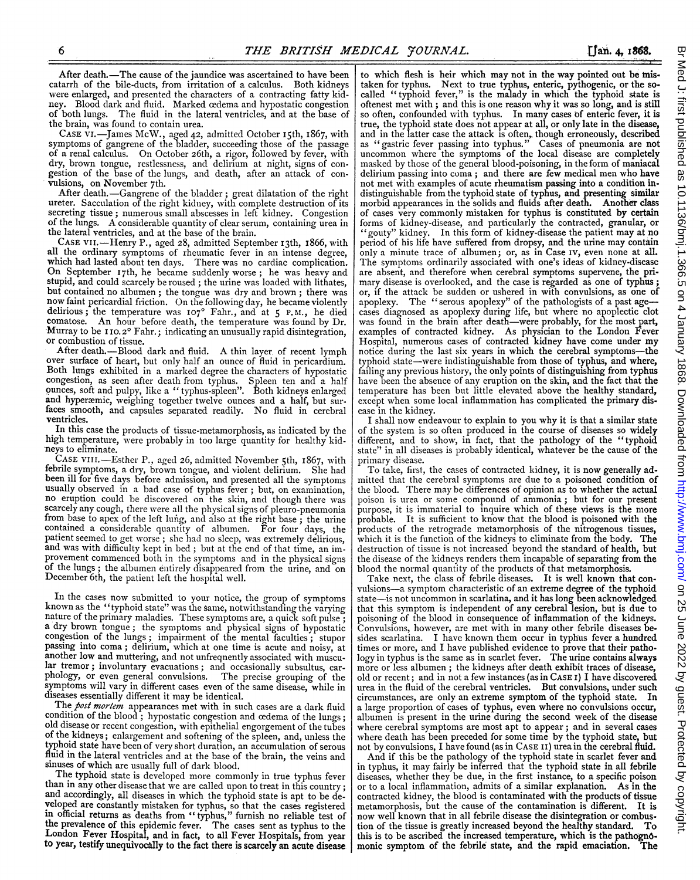After death.—The cause of the jaundice was ascertained to have been catarrh of the bile-ducts, from irritation of a calculus. Both kidneys were enlarged, and presented the characters of a contracting fatty kidney. Blood dark and fluid. Marked œdema and hypostatic congestion of both lungs. The fluid in the lateral ventricles, and at the base of the brain, was found to contain urea.

CASE VI.—James McW., aged 42, admitted October 15th, 1867, with symptoms of gangrene of the bladder, succeeding those of the passage of a renal calculus. On October 26th, a rigor, followed by fever, with dry, brown tongue, restlessness, and delirium at night, signs of congestion of the base of the lungs, and death, after an attack of convulsions, on November 7th.

After death.—Gangrene of the bladder; great dilatation of the right ureter. Sacculation of the right kidney, with complete destruction of its secreting tissue; numerous small abscesses in left kidney. Congestion of the lungs. A considerable quantity of clear serum, containing urea in the lateral ventricles, and at the base of the brain.

CASE VII.—Henry P., aged 28, admitted September 13th, 1866, with all the ordinary symptoms of rheumatic fever in an intense degree, which had lasted about ten days. There was no cardiac complication. On September 17th, he became suddenly worse; he was heavy and stupid, and could scarcely be roused; the urine was loaded with lithates, but contained no albumen; the tongue was dry and brown; there was now faint pericardial friction. On the following day, he became violently delirious; the temperature was 107° Fahr., and at 5 P.M., he died comatose. An hour before death, the temperature was found by Dr. Murray to be 110.2° Fahr.; indicating an unusually rapid disintegration, or combustion of tissue.

After death.—Blood dark and fluid. A thin layer of recent lymph over surface of heart, but only half an ounce of fluid in pericardium. Both lungs exhibited in a marked degree the characters of hypostatic congestion, as seen after death from typhus. Spleen ten and a half ounces, soft and pulpy, like a "typhus-spleen". Both kidneys enlarged and hyperæmic, weighing together twelve ounces and a half, but surfaces smooth, and capsules separated readily. No fluid in cerebral ventricles.

In this case the products of tissue-metamorphosis, as indicated by the high temperature, were probably in too large quantity for healthy kidneys to eliminate.

CASE VIII.—Esther P., aged 26, admitted November 5th, 1867, with febrile symptoms, a dry, brown tongue, and violent delirium. She had been ill for five days before admission, and presented all the symptoms usually observed in a bad case of typhus fever; but, on examination, no eruption could be discovered on the skin, and though there was scarcely any cough, there were all the physical signs of pleuro-pneumonia from base to apex of the left lung, and also at the right base; the urine contained a considerable quantity of albumen. For four days, the patient seemed to get worse; she had no sleep, was extremely delirious, and was with difficulty kept in bed; but at the end of that time, an improvement commenced both in the symptoms and in the physical signs of the lungs; the albumen entirely disappeared from the urine, and on December 6th, the patient left the hospital well.

In the cases now submitted to your notice, the group of symptoms known as the "typhoid state" was the same, notwithstanding the varying nature of the primary maladies. These symptoms are, a quick soft pulse; a dry brown tongue; the symptoms and physical signs of hypostatic congestion of the lungs; impairment of the mental faculties; stupor passing into coma; delirium, which at one time is acute and noisy, at another low and muttering, and not unfrequently associated with muscular tremor; involuntary evacuations; and occasionally subsultus, carphology, or even general convulsions. The precise grouping of the symptoms will vary in different cases even of the same disease, while in diseases essentially different it may be identical.

The *post mortem* appearances met with in such cases are a dark fluid condition of the blood; hypostatic congestion and œdema of the lungs; old disease or recent congestion, with epithelial engorgement of the tubes of the kidneys; enlargement and softening of the spleen, and, unless the typhoid state have been of very short duration, an accumulation of serous fluid in the lateral ventricles and at the base of the brain, the veins and sinuses of which are usually full of dark blood.

The typhoid state is developed more commonly in true typhus fever than in any other disease that we are called upon to treat in this country; and accordingly, all diseases in which the typhoid state is apt to be developed are constantly mistaken for typhus, so that the cases registered in official returns as deaths from "typhus," furnish no reliable test of the prevalence of this epidemic fever. The cases sent as typhus to the London Fever Hospital, and in fact, to all Fever Hospitals, from year to year, testify unequivocally to the fact there is scarcely an acute disease to which flesh is heir which may not in the way pointed out be mistaken for typhus. Next to true typhus, enteric, pythogenic, or the so-called "typhoid fever," is the malady in which the typhoid state is oftenest met with; and this is one reason why it was so long, and is still so often, confounded with typhus. In many cases of enteric fever, it is true, the typhoid state does not appear at all, or only late in the disease, and in the latter case the attack is often, though erroneously, described as "gastric fever passing into typhus." Cases of pneumonia are not uncommon where the symptoms of the local disease are completely masked by those of the general blood-poisoning, in the form of maniacal delirium passing into coma; and there are few medical men who have not met with examples of acute rheumatism passing into a condition indistinguishable from the typhoid state of typhus, and presenting similar morbid appearances in the solids and fluids after death. Another class of cases very commonly mistaken for typhus is constituted by certain forms of kidney-disease, and particularly the contracted, granular, or "gouty" kidney. In this form of kidney-disease the patient may at no period of his life have suffered from dropsy, and the urine may contain only a minute trace of albumen; or, as in Case IV, even none at all. The symptoms ordinarily associated with one's ideas of kidney-disease are absent, and therefore when cerebral symptoms supervene, the primary disease is overlooked, and the case is regarded as one of typhus; or, if the attack be sudden or ushered in with convulsions, as one of apoplexy. The "serous apoplexy" of the pathologists of a past age—cases diagnosed as apoplexy during life, but where no apoplectic clot was found in the brain after death—were probably, for the most part, examples of contracted kidney. As physician to the London Fever Hospital, numerous cases of contracted kidney have come under my notice during the last six years in which the cerebral symptoms—the typhoid state—were indistinguishable from those of typhus, and where, failing any previous history, the only points of distinguishing from typhus have been the absence of any eruption on the skin, and the fact that the temperature has been but little elevated above the healthy standard, except when some local inflammation has complicated the primary disease in the kidney.

I shall now endeavour to explain to you why it is that a similar state of the system is so often produced in the course of diseases so widely different, and to show, in fact, that the pathology of the "typhoid state" in all diseases is probably identical, whatever be the cause of the primary disease.

To take, first, the cases of contracted kidney, it is now generally admitted that the cerebral symptoms are due to a poisoned condition of the blood. There may be differences of opinion as to whether the actual poison is urea or some compound of ammonia; but for our present purpose, it is immaterial to inquire which of these views is the more probable. It is sufficient to know that the blood is poisoned with the products of the retrograde metamorphosis of the nitrogenous tissues, which it is the function of the kidneys to eliminate from the body. The destruction of tissue is not increased beyond the standard of health, but the disease of the kidneys renders them incapable of separating from the blood the normal quantity of the products of that metamorphosis.

Take next, the class of febrile diseases. It is well known that convulsions—a symptom characteristic of an extreme degree of the typhoid state—is not uncommon in scarlatina, and it has long been acknowledged that this symptom is independent of any cerebral lesion, but is due to poisoning of the blood in consequence of inflammation of the kidneys. Convulsions, however, are met with in many other febrile diseases besides scarlatina. I have known them occur in typhus fever a hundred times or more, and I have published evidence to prove that their pathology in typhus is the same as in scarlet fever. The urine contains always more or less albumen; the kidneys after death exhibit traces of disease, old or recent; and in not a few instances (as in CASE I) I have discovered urea in the fluid of the cerebral ventricles. But convulsions, under such circumstances, are only an extreme symptom of the typhoid state. In a large proportion of cases of typhus, even where no convulsions occur, albumen is present in the urine during the second week of the disease where cerebral symptoms are most apt to appear; and in several cases where death has been preceded for some time by the typhoid state, but not by convulsions, I have found (as in CASE II) urea in the cerebral fluid.

And if this be the pathology of the typhoid state in scarlet fever and in typhus, it may fairly be inferred that the typhoid state in all febrile diseases, whether they be due, in the first instance, to a specific poison or to a local inflammation, admits of a similar explanation. As in the contracted kidney, the blood is contaminated with the products of tissue metamorphosis, but the cause of the contamination is different. It is now well known that in all febrile disease the disintegration or combustion of the tissue is greatly increased beyond the healthy standard. To this is to be ascribed the increased temperature, which is the pathognomonic symptom of the febrile state, and the rapid emaciation. The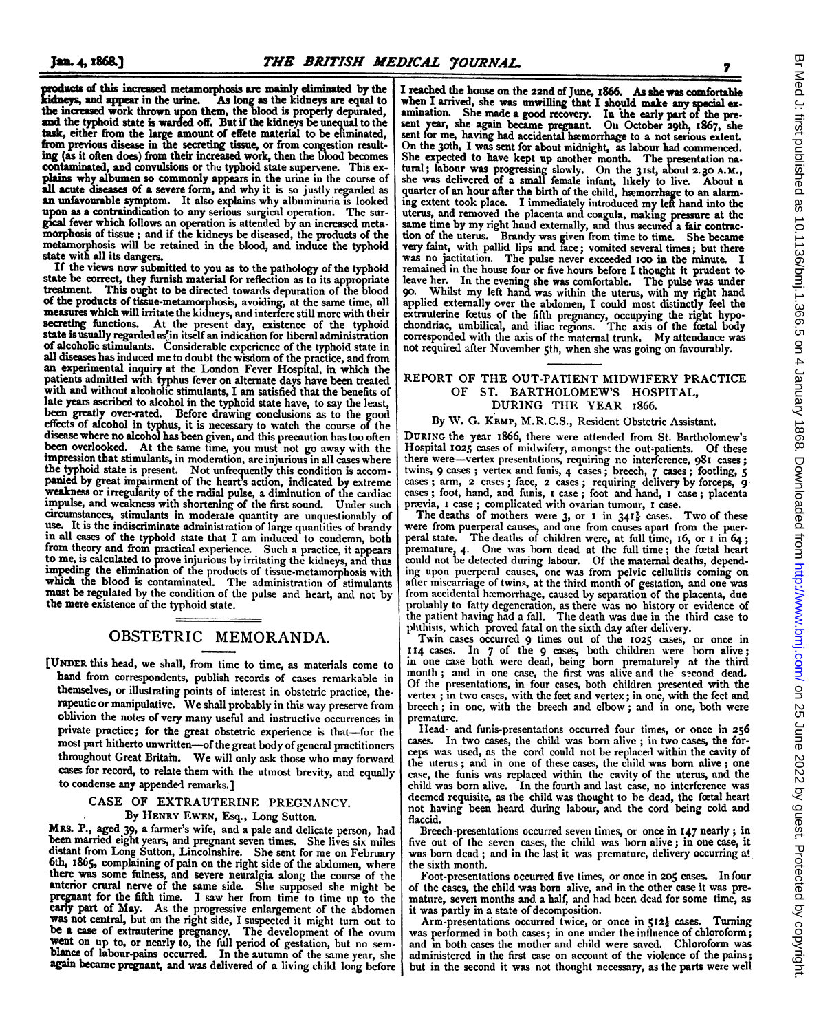products of this increased metamorphosis are mainly eliminated by the kidneys, and appear in the urine. As long as the kidneys are equal to the increased work thrown upon them, the blood is properly depurated, and the typhoid state is warded off. But if the kidneys be unequal to the task, either from the large amount of effete material to be eliminated, from previous disease in the secreting tissue, or from congestion resulting (as it often does) from their increased work, then the blood becomes contaminated, and convulsions or the typhoid state supervene. This explains why albumen so commonly appears in the urine in the course of all acute diseases of a severe form, and why it is so justly regarded as an unfavourable symptom. It also explains why albuminuria is looked upon as a contraindication to any serious surgical operation. The surgical fever which follows an operation is attended by an increased metamorphosis of tissue; and if the kidneys be diseased, the products of the metamorphosis will be retained in the blood, and induce the typhoid state with all its dangers.

If the views now submitted to you as to the pathology of the typhoid state be correct, they furnish material for reflection as to its appropriate treatment. This ought to be directed towards depuration of the blood of the products of tissue-metamorphosis, avoiding, at the same time, all measures which will irritate the kidneys, and interfere still more with their secreting functions. At the present day, existence of the typhoid state is usually regarded as in itself an indication for liberal administration of alcoholic stimulants. Considerable experience of the typhoid state in all diseases has induced me to doubt the wisdom of the practice, and from an experimental inquiry at the London Fever Hospital, in which the patients admitted with typhus fever on alternate days have been treated with and without alcoholic stimulants, I am satisfied that the benefits of late years ascribed to alcohol in the typhoid state have, to say the least, been greatly over-rated. Before drawing conclusions as to the good effects of alcohol in typhus, it is necessary to watch the course of the disease where no alcohol has been given, and this precaution has too often been overlooked. At the same time, you must not go away with the impression that stimulants, in moderation, are injurious in all cases where the typhoid state is present. Not unfrequently this condition is accompanied by great impairment of the heart's action, indicated by extreme weakness or irregularity of the radial pulse, a diminution of the cardiac impulse, and weakness with shortening of the first sound. Under such circumstances, stimulants in moderate quantity are unquestionably of use. It is the indiscriminate administration of large quantities of brandy in all cases of the typhoid state that I am induced to condemn, both from theory and from practical experience. Such a practice, it appears to me, is calculated to prove injurious by irritating the kidneys, and thus impeding the elimination of the products of tissue-metamorphosis with which the blood is contaminated. The administration of stimulants must be regulated by the condition of the pulse and heart, and not by the mere existence of the typhoid state.

## OBSTETRIC MEMORANDA.

[UNDER this head, we shall, from time to time, as materials come to hand from correspondents, publish records of cases remarkable in themselves, or illustrating points of interest in obstetric practice, therapeutic or manipulative. We shall probably in this way preserve from oblivion the notes of very many useful and instructive occurrences in private practice; for the great obstetric experience is that—for the most part hitherto unwritten—of the great body of general practitioners throughout Great Britain. We will only ask those who may forward cases for record, to relate them with the utmost brevity, and equally to condense any appended remarks.]

### CASE OF EXTRAUTERINE PREGNANCY.

By HENRY EWEN, Esq., Long Sutton.

MRS. P., aged 39, a farmer's wife, and a pale and delicate person, had been married eight years, and pregnant seven times. She lives six miles distant from Long Sutton, Lincolnshire. She sent for me on February 6th, 1865, complaining of pain on the right side of the abdomen, where there was some fulness, and severe neuralgia along the course of the anterior crural nerve of the same side. She supposed she might be pregnant for the fifth time. I saw her from time to time up to the early part of May. As the progressive enlargement of the abdomen was not central, but on the right side, I suspected it might turn out to be a case of extrauterine pregnancy. The development of the ovum went on up to, or nearly to, the full period of gestation, but no semblance of labour-pains occurred. In the autumn of the same year, she again became pregnant, and was delivered of a living child long before I reached the house on the 22nd of June, 1866. As she was comfortable when I arrived, she was unwilling that I should make any special examination. She made a good recovery. In the early part of the present year, she again became pregnant. On October 29th, 1867, she sent for me, having had accidental hæmorrhage to a not serious extent. On the 30th, I was sent for about midnight, as labour had commenced. She expected to have kept up another month. The presentation natural; labour was progressing slowly. On the 31st, about 2.30 A.M., she was delivered of a small female infant, likely to live. About a quarter of an hour after the birth of the child, hæmorrhage to an alarming extent took place. I immediately introduced my left hand into the uterus, and removed the placenta and coagula, making pressure at the same time by my right hand externally, and thus secured a fair contraction of the uterus. Brandy was given from time to time. She became very faint, with pallid lips and face; vomited several times; but there was no jactitation. The pulse never exceeded 100 in the minute. I remained in the house four or five hours before I thought it prudent to leave her. In the evening she was comfortable. The pulse was under 90. Whilst my left hand was within the uterus, with my right hand applied externally over the abdomen, I could most distinctly feel the extrauterine fœtus of the fifth pregnancy, occupying the right hypochondriac, umbilical, and iliac regions. The axis of the fœtal body corresponded with the axis of the maternal trunk. My attendance was not required after November 5th, when she was going on favourably.

## REPORT OF THE OUT-PATIENT MIDWIFERY PRACTICE OF ST. BARTHOLOMEW'S HOSPITAL, DURING THE YEAR 1866.

By W. G. KEMP, M.R.C.S., Resident Obstetric Assistant.

DURING the year 1866, there were attended from St. Bartholomew's Hospital 1025 cases of midwifery, amongst the out-patients. Of these there were—vertex presentations, requiring no interference, 981 cases; twins, 9 cases; vertex and funis, 4 cases; breech, 7 cases; footling, 5 cases; arm, 2 cases; face, 2 cases; requiring delivery by forceps, 9 cases; foot, hand, and funis, 1 case; foot and hand, 1 case; placenta prævia, 1 case; complicated with ovarian tumour, 1 case.

The deaths of mothers were 3, or 1 in 341⅔ cases. Two of these were from puerperal causes, and one from causes apart from the puerperal state. The deaths of children were, at full time, 16, or 1 in 64; premature, 4. One was born dead at the full time; the fœtal heart could not be detected during labour. Of the maternal deaths, depending upon puerperal causes, one was from pelvic cellulitis coming on after miscarriage of twins, at the third month of gestation, and one was from accidental hæmorrhage, caused by separation of the placenta, due probably to fatty degeneration, as there was no history or evidence of the patient having had a fall. The death was due in the third case to phthisis, which proved fatal on the sixth day after delivery.

Twin cases occurred 9 times out of the 1025 cases, or once in 114 cases. In 7 of the 9 cases, both children were born alive; in one case both were dead, being born prematurely at the third month; and in one case, the first was alive and the second dead. Of the presentations, in four cases, both children presented with the vertex; in two cases, with the feet and vertex; in one, with the feet and breech; in one, with the breech and elbow; and in one, both were premature.

Head- and funis-presentations occurred four times, or once in 256 cases. In two cases, the child was born alive; in two cases, the forceps was used, as the cord could not be replaced within the cavity of the uterus; and in one of these cases, the child was born alive; one case, the funis was replaced within the cavity of the uterus, and the child was born alive. In the fourth and last case, no interference was deemed requisite, as the child was thought to be dead, the fœtal heart not having been heard during labour, and the cord being cold and flaccid.

Breech-presentations occurred seven times, or once in 147 nearly; in five out of the seven cases, the child was born alive; in one case, it was born dead; and in the last it was premature, delivery occurring at the sixth month.

Foot-presentations occurred five times, or once in 205 cases. In four of the cases, the child was born alive, and in the other case it was premature, seven months and a half, and had been dead for some time, as it was partly in a state of decomposition.

Arm-presentations occurred twice, or once in 512½ cases. Turning was performed in both cases; in one under the influence of chloroform; and in both cases the mother and child were saved. Chloroform was administered in the first case on account of the violence of the pains; but in the second it was not thought necessary, as the parts were well